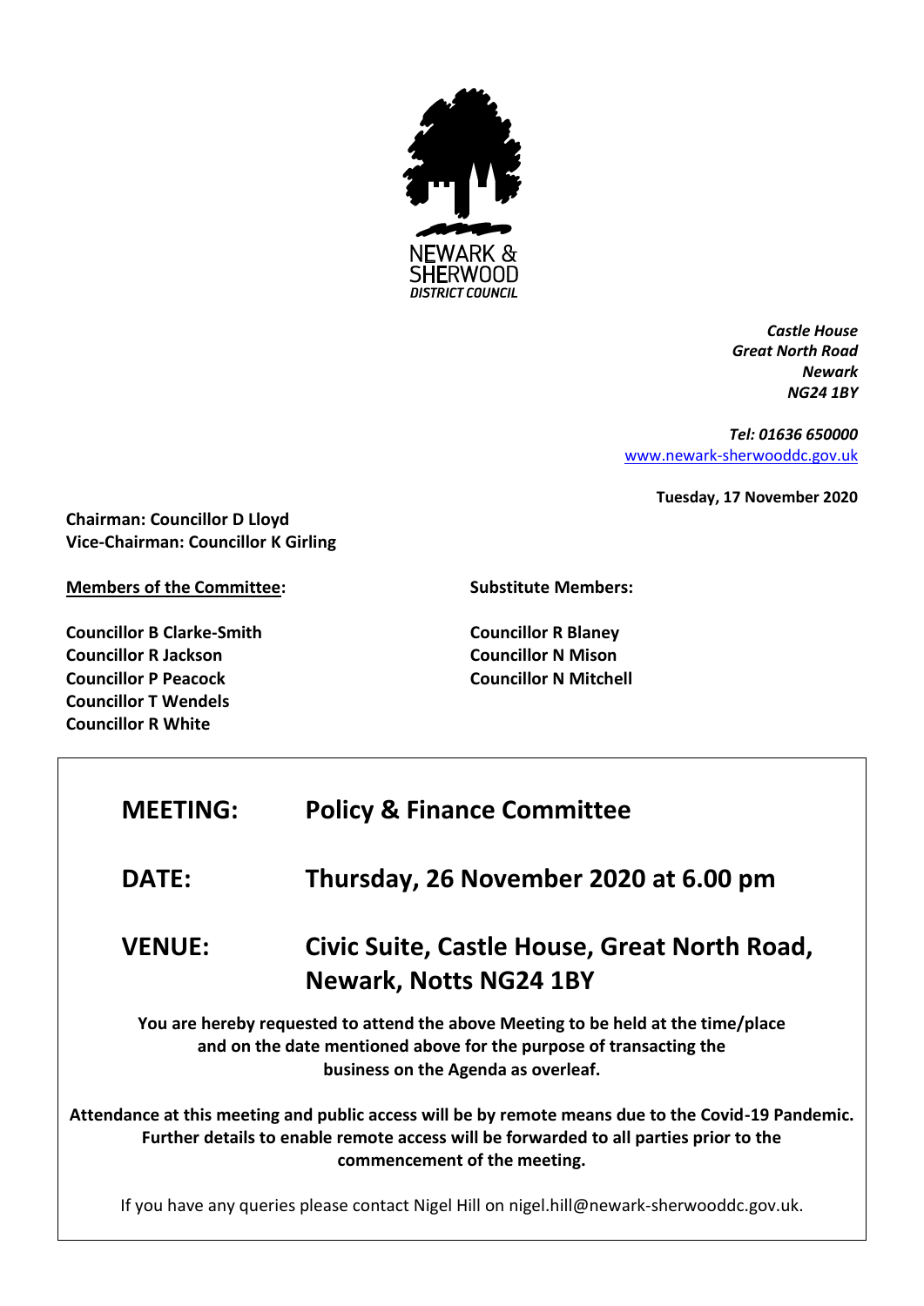NEWARK & SHERWOOD DISTRICT COUNCIL

*Castle House*
*Great North Road*
*Newark*
*NG24 1BY*

*Tel: 01636 650000*
[www.newark-sherwooddc.gov.uk](http://www.newark-sherwooddc.gov.uk)

**Tuesday, 17 November 2020**

**Chairman: Councillor D Lloyd**
**Vice-Chairman: Councillor K Girling**

**Members of the Committee:**

**Councillor B Clarke-Smith**
**Councillor R Jackson**
**Councillor P Peacock**
**Councillor T Wendels**
**Councillor R White**

**Substitute Members:**

**Councillor R Blaney**
**Councillor N Mison**
**Councillor N Mitchell**

| | |
|---|---|
| **MEETING:** | **Policy & Finance Committee** |
| **DATE:** | **Thursday, 26 November 2020 at 6.00 pm** |
| **VENUE:** | **Civic Suite, Castle House, Great North Road, Newark, Notts NG24 1BY** |

**You are hereby requested to attend the above Meeting to be held at the time/place and on the date mentioned above for the purpose of transacting the business on the Agenda as overleaf.**

**Attendance at this meeting and public access will be by remote means due to the Covid-19 Pandemic. Further details to enable remote access will be forwarded to all parties prior to the commencement of the meeting.**

If you have any queries please contact Nigel Hill on nigel.hill@newark-sherwooddc.gov.uk.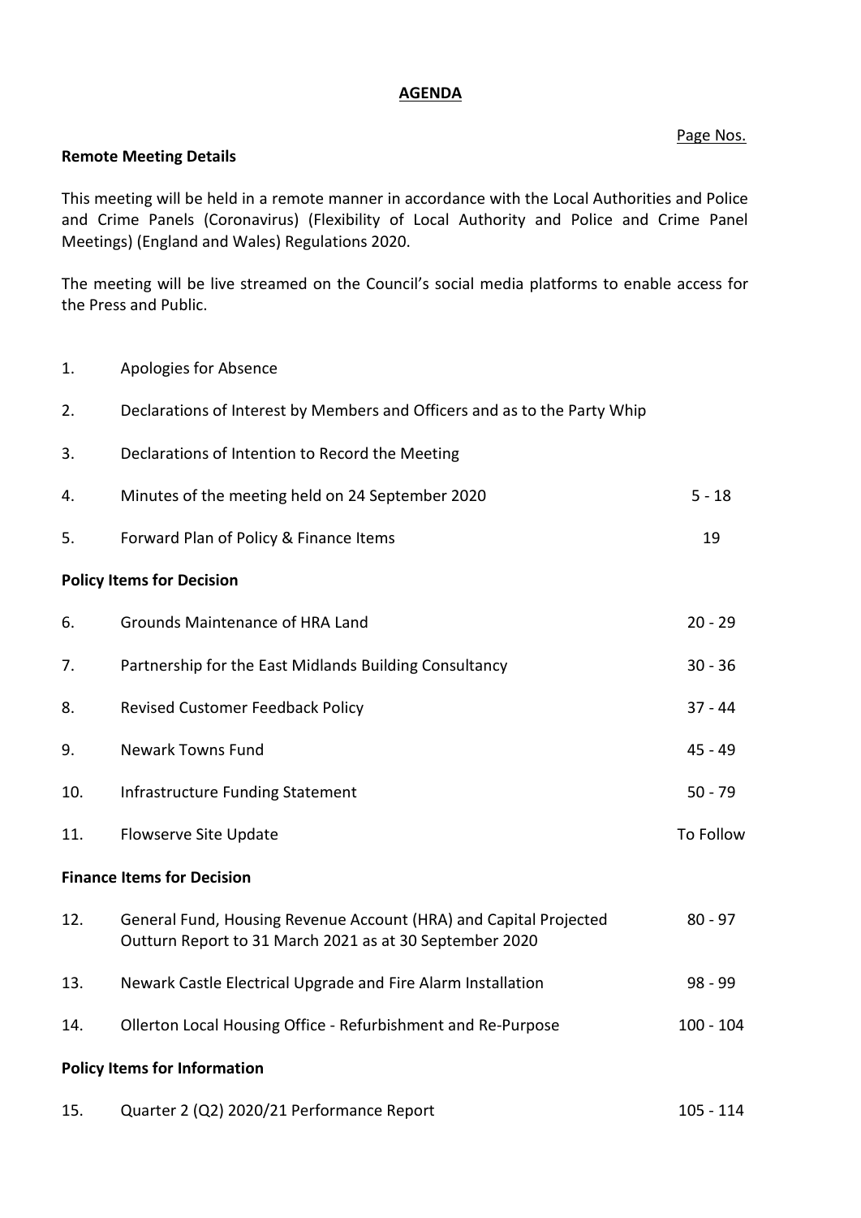# AGENDA

Page Nos.

**Remote Meeting Details**

This meeting will be held in a remote manner in accordance with the Local Authorities and Police and Crime Panels (Coronavirus) (Flexibility of Local Authority and Police and Crime Panel Meetings) (England and Wales) Regulations 2020.

The meeting will be live streamed on the Council's social media platforms to enable access for the Press and Public.

| | | |
|---|---|---|
| 1. | Apologies for Absence | |
| 2. | Declarations of Interest by Members and Officers and as to the Party Whip | |
| 3. | Declarations of Intention to Record the Meeting | |
| 4. | Minutes of the meeting held on 24 September 2020 | 5 - 18 |
| 5. | Forward Plan of Policy & Finance Items | 19 |
| **Policy Items for Decision** | | |
| 6. | Grounds Maintenance of HRA Land | 20 - 29 |
| 7. | Partnership for the East Midlands Building Consultancy | 30 - 36 |
| 8. | Revised Customer Feedback Policy | 37 - 44 |
| 9. | Newark Towns Fund | 45 - 49 |
| 10. | Infrastructure Funding Statement | 50 - 79 |
| 11. | Flowserve Site Update | To Follow |
| **Finance Items for Decision** | | |
| 12. | General Fund, Housing Revenue Account (HRA) and Capital Projected Outturn Report to 31 March 2021 as at 30 September 2020 | 80 - 97 |
| 13. | Newark Castle Electrical Upgrade and Fire Alarm Installation | 98 - 99 |
| 14. | Ollerton Local Housing Office - Refurbishment and Re-Purpose | 100 - 104 |
| **Policy Items for Information** | | |
| 15. | Quarter 2 (Q2) 2020/21 Performance Report | 105 - 114 |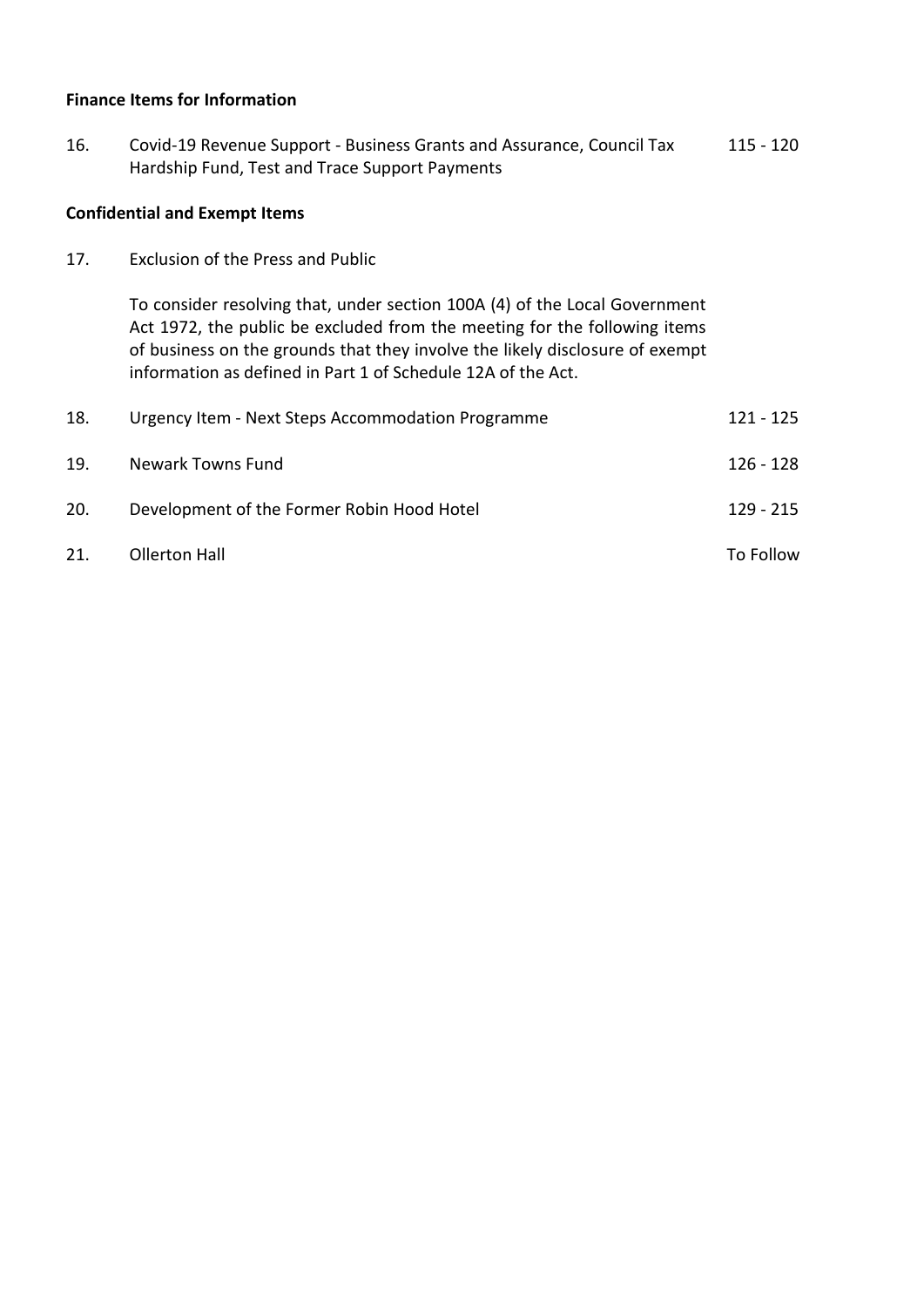**Finance Items for Information**

| | | |
|---|---|---|
| 16. | Covid-19 Revenue Support - Business Grants and Assurance, Council Tax Hardship Fund, Test and Trace Support Payments | 115 - 120 |

**Confidential and Exempt Items**

17. Exclusion of the Press and Public

To consider resolving that, under section 100A (4) of the Local Government Act 1972, the public be excluded from the meeting for the following items of business on the grounds that they involve the likely disclosure of exempt information as defined in Part 1 of Schedule 12A of the Act.

| | | |
|---|---|---|
| 18. | Urgency Item - Next Steps Accommodation Programme | 121 - 125 |
| 19. | Newark Towns Fund | 126 - 128 |
| 20. | Development of the Former Robin Hood Hotel | 129 - 215 |
| 21. | Ollerton Hall | To Follow |